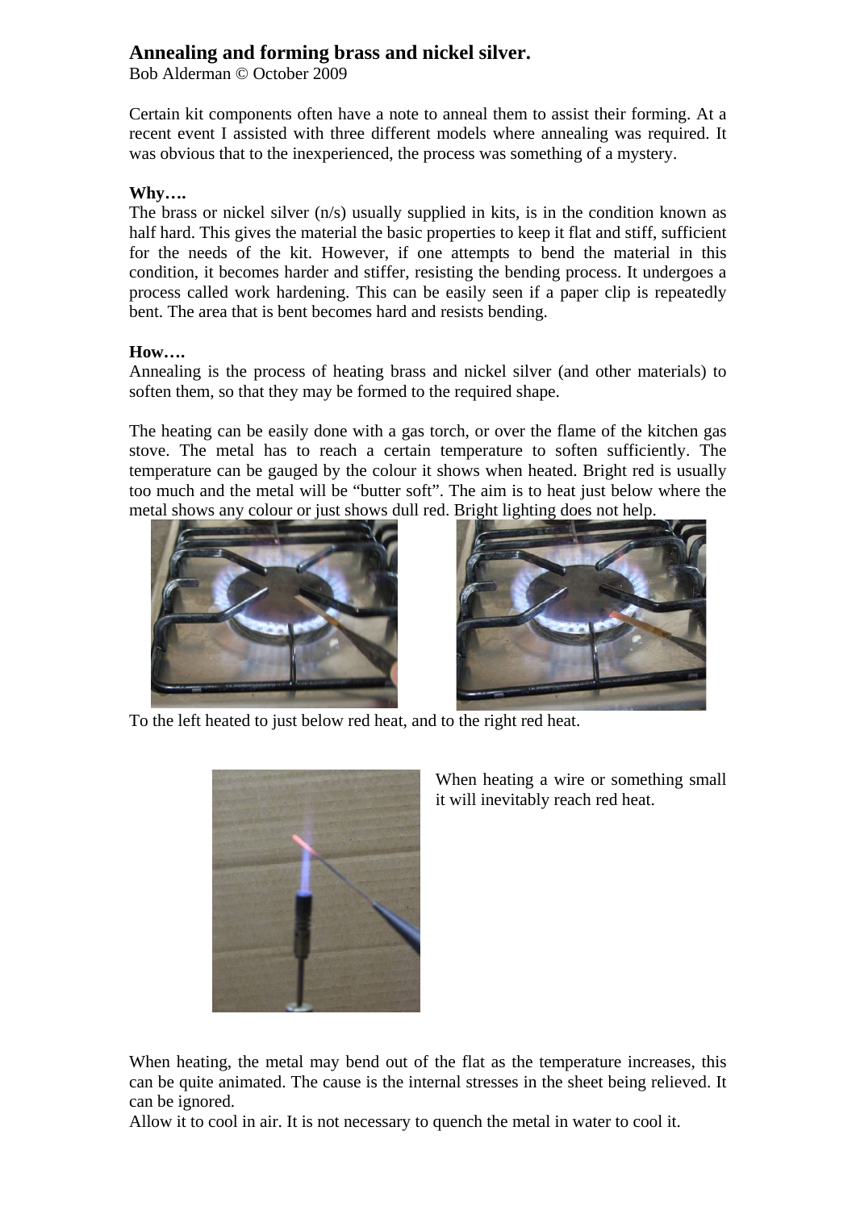# Annealing and forming brass and nickel silver.

Bob Alderman © October 2009

Certain kit components often have a note to anneal them to assist their forming. At a recent event I assisted with three different models where annealing was required. It was obvious that to the inexperienced, the process was something of a mystery.

**Why….**

The brass or nickel silver (n/s) usually supplied in kits, is in the condition known as half hard. This gives the material the basic properties to keep it flat and stiff, sufficient for the needs of the kit. However, if one attempts to bend the material in this condition, it becomes harder and stiffer, resisting the bending process. It undergoes a process called work hardening. This can be easily seen if a paper clip is repeatedly bent. The area that is bent becomes hard and resists bending.

**How….**

Annealing is the process of heating brass and nickel silver (and other materials) to soften them, so that they may be formed to the required shape.

The heating can be easily done with a gas torch, or over the flame of the kitchen gas stove. The metal has to reach a certain temperature to soften sufficiently. The temperature can be gauged by the colour it shows when heated. Bright red is usually too much and the metal will be "butter soft". The aim is to heat just below where the metal shows any colour or just shows dull red. Bright lighting does not help.

To the left heated to just below red heat, and to the right red heat.

When heating a wire or something small it will inevitably reach red heat.

When heating, the metal may bend out of the flat as the temperature increases, this can be quite animated. The cause is the internal stresses in the sheet being relieved. It can be ignored.

Allow it to cool in air. It is not necessary to quench the metal in water to cool it.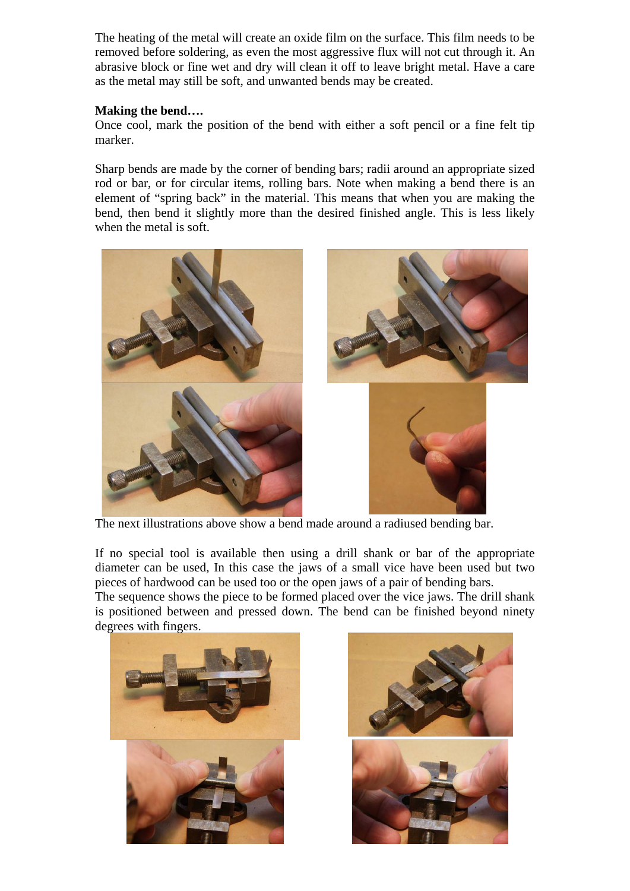The heating of the metal will create an oxide film on the surface. This film needs to be removed before soldering, as even the most aggressive flux will not cut through it. An abrasive block or fine wet and dry will clean it off to leave bright metal. Have a care as the metal may still be soft, and unwanted bends may be created.

**Making the bend….**

Once cool, mark the position of the bend with either a soft pencil or a fine felt tip marker.

Sharp bends are made by the corner of bending bars; radii around an appropriate sized rod or bar, or for circular items, rolling bars. Note when making a bend there is an element of “spring back” in the material. This means that when you are making the bend, then bend it slightly more than the desired finished angle. This is less likely when the metal is soft.

The next illustrations above show a bend made around a radiused bending bar.

If no special tool is available then using a drill shank or bar of the appropriate diameter can be used, In this case the jaws of a small vice have been used but two pieces of hardwood can be used too or the open jaws of a pair of bending bars.

The sequence shows the piece to be formed placed over the vice jaws. The drill shank is positioned between and pressed down. The bend can be finished beyond ninety degrees with fingers.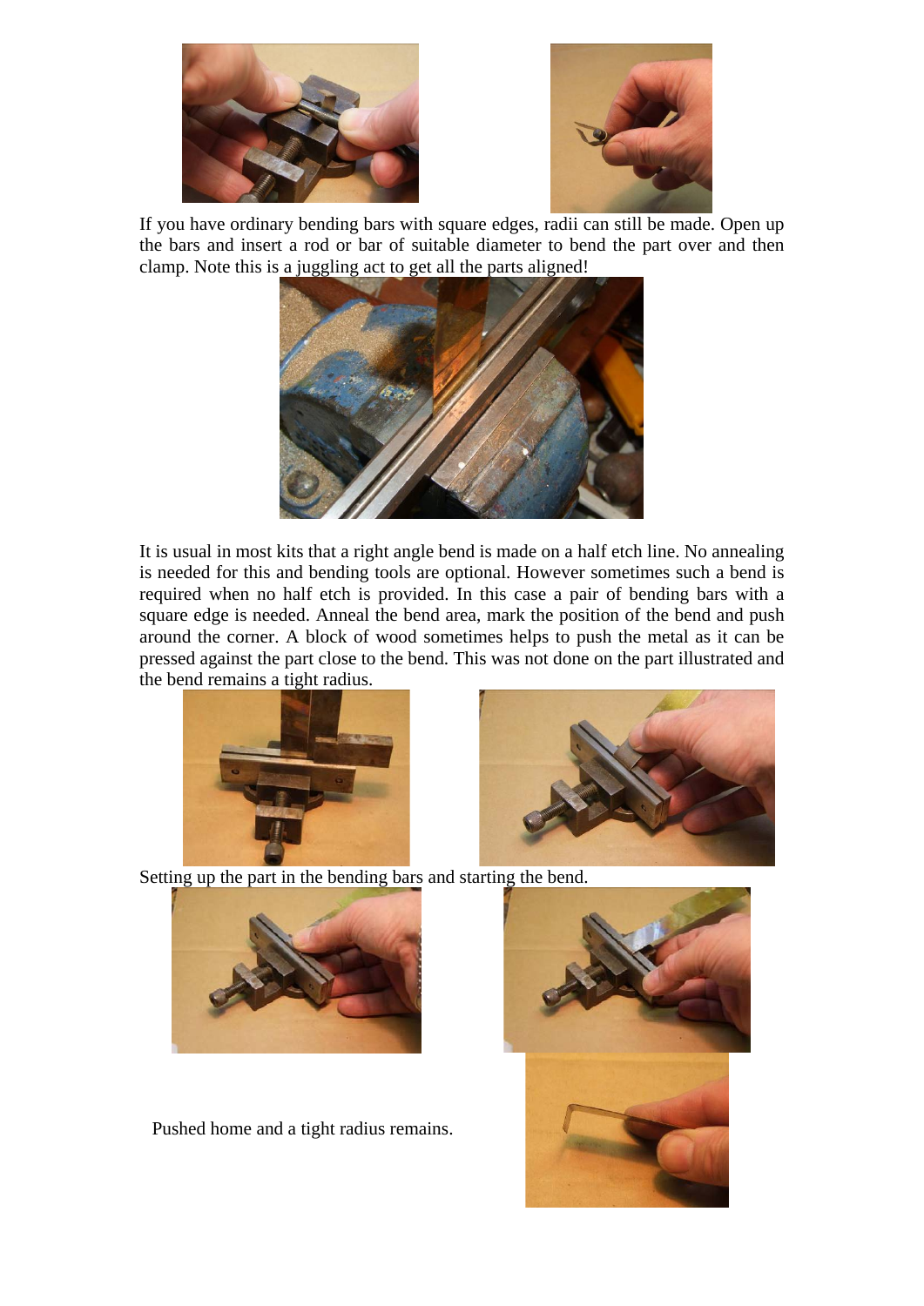If you have ordinary bending bars with square edges, radii can still be made. Open up the bars and insert a rod or bar of suitable diameter to bend the part over and then clamp. Note this is a juggling act to get all the parts aligned!

It is usual in most kits that a right angle bend is made on a half etch line. No annealing is needed for this and bending tools are optional. However sometimes such a bend is required when no half etch is provided. In this case a pair of bending bars with a square edge is needed. Anneal the bend area, mark the position of the bend and push around the corner. A block of wood sometimes helps to push the metal as it can be pressed against the part close to the bend. This was not done on the part illustrated and the bend remains a tight radius.

Setting up the part in the bending bars and starting the bend.

Pushed home and a tight radius remains.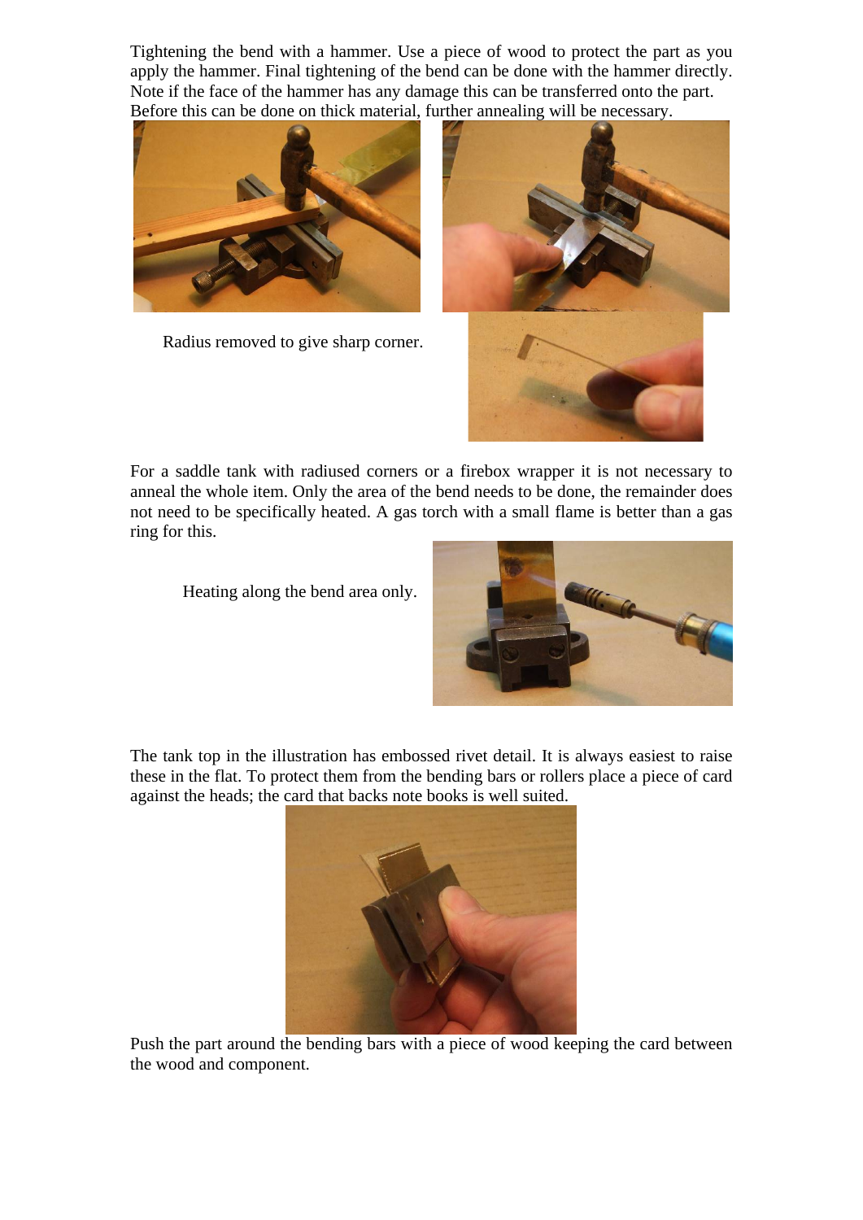Tightening the bend with a hammer. Use a piece of wood to protect the part as you apply the hammer. Final tightening of the bend can be done with the hammer directly. Note if the face of the hammer has any damage this can be transferred onto the part. Before this can be done on thick material, further annealing will be necessary.

Radius removed to give sharp corner.

For a saddle tank with radiused corners or a firebox wrapper it is not necessary to anneal the whole item. Only the area of the bend needs to be done, the remainder does not need to be specifically heated. A gas torch with a small flame is better than a gas ring for this.

Heating along the bend area only.

The tank top in the illustration has embossed rivet detail. It is always easiest to raise these in the flat. To protect them from the bending bars or rollers place a piece of card against the heads; the card that backs note books is well suited.

Push the part around the bending bars with a piece of wood keeping the card between the wood and component.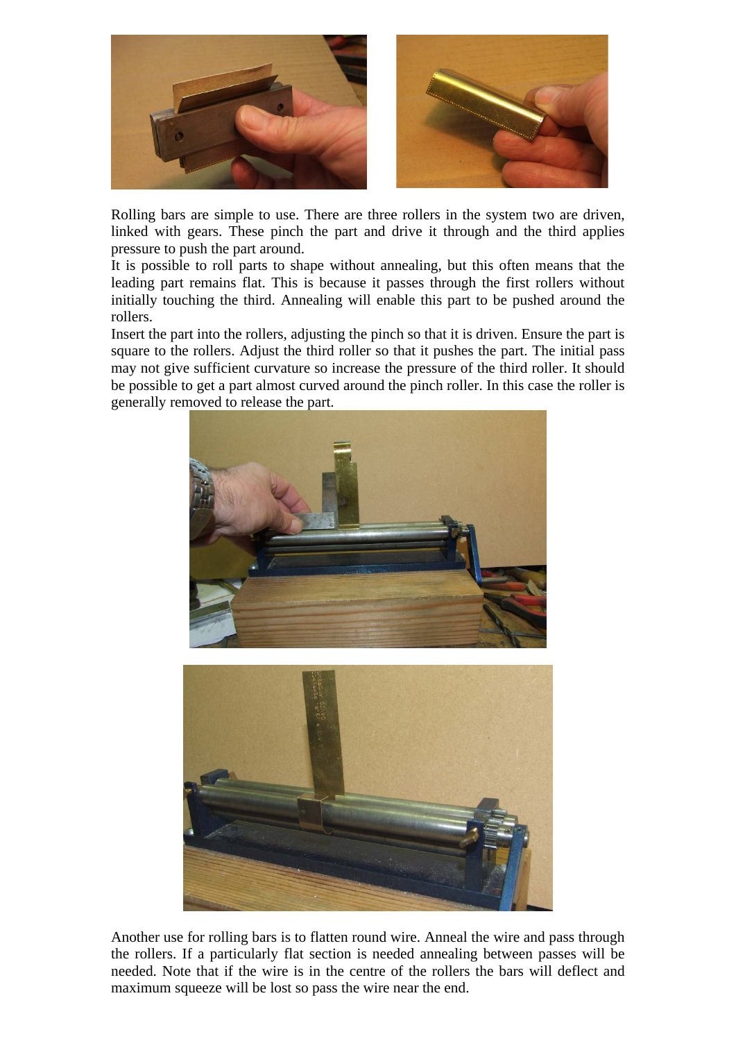Rolling bars are simple to use. There are three rollers in the system two are driven, linked with gears. These pinch the part and drive it through and the third applies pressure to push the part around.
It is possible to roll parts to shape without annealing, but this often means that the leading part remains flat. This is because it passes through the first rollers without initially touching the third. Annealing will enable this part to be pushed around the rollers.
Insert the part into the rollers, adjusting the pinch so that it is driven. Ensure the part is square to the rollers. Adjust the third roller so that it pushes the part. The initial pass may not give sufficient curvature so increase the pressure of the third roller. It should be possible to get a part almost curved around the pinch roller. In this case the roller is generally removed to release the part.

Another use for rolling bars is to flatten round wire. Anneal the wire and pass through the rollers. If a particularly flat section is needed annealing between passes will be needed. Note that if the wire is in the centre of the rollers the bars will deflect and maximum squeeze will be lost so pass the wire near the end.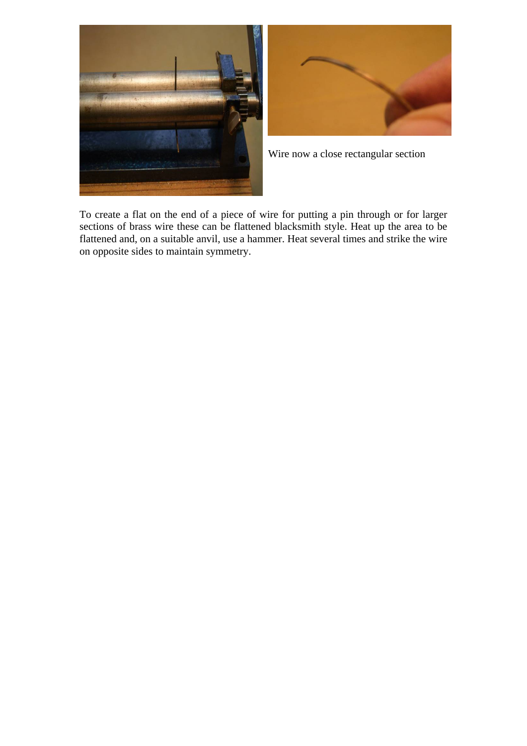Wire now a close rectangular section

To create a flat on the end of a piece of wire for putting a pin through or for larger sections of brass wire these can be flattened blacksmith style. Heat up the area to be flattened and, on a suitable anvil, use a hammer. Heat several times and strike the wire on opposite sides to maintain symmetry.